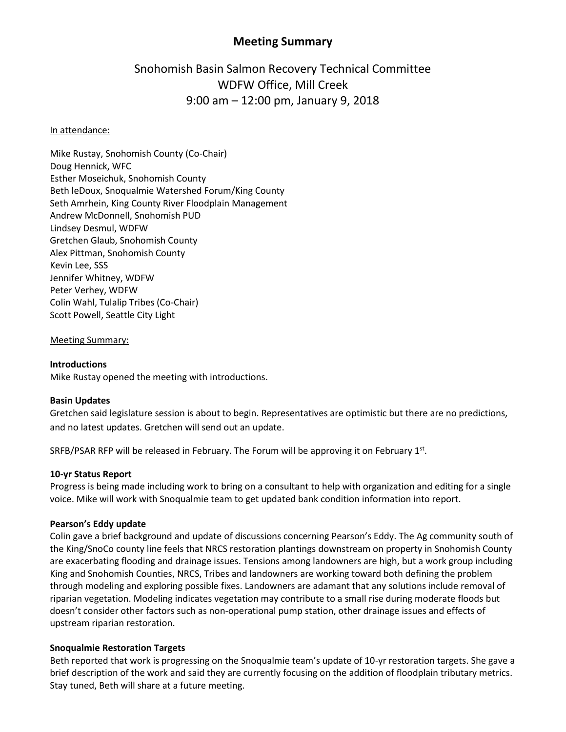# Meeting Summary

## Snohomish Basin Salmon Recovery Technical Committee
## WDFW Office, Mill Creek
## 9:00 am – 12:00 pm, January 9, 2018

In attendance:

Mike Rustay, Snohomish County (Co-Chair)
Doug Hennick, WFC
Esther Moseichuk, Snohomish County
Beth leDoux, Snoqualmie Watershed Forum/King County
Seth Amrhein, King County River Floodplain Management
Andrew McDonnell, Snohomish PUD
Lindsey Desmul, WDFW
Gretchen Glaub, Snohomish County
Alex Pittman, Snohomish County
Kevin Lee, SSS
Jennifer Whitney, WDFW
Peter Verhey, WDFW
Colin Wahl, Tulalip Tribes (Co-Chair)
Scott Powell, Seattle City Light

Meeting Summary:

**Introductions**
Mike Rustay opened the meeting with introductions.

**Basin Updates**
Gretchen said legislature session is about to begin. Representatives are optimistic but there are no predictions, and no latest updates. Gretchen will send out an update.

SRFB/PSAR RFP will be released in February. The Forum will be approving it on February 1st.

**10-yr Status Report**
Progress is being made including work to bring on a consultant to help with organization and editing for a single voice. Mike will work with Snoqualmie team to get updated bank condition information into report.

**Pearson's Eddy update**
Colin gave a brief background and update of discussions concerning Pearson's Eddy. The Ag community south of the King/SnoCo county line feels that NRCS restoration plantings downstream on property in Snohomish County are exacerbating flooding and drainage issues. Tensions among landowners are high, but a work group including King and Snohomish Counties, NRCS, Tribes and landowners are working toward both defining the problem through modeling and exploring possible fixes. Landowners are adamant that any solutions include removal of riparian vegetation. Modeling indicates vegetation may contribute to a small rise during moderate floods but doesn't consider other factors such as non-operational pump station, other drainage issues and effects of upstream riparian restoration.

**Snoqualmie Restoration Targets**
Beth reported that work is progressing on the Snoqualmie team's update of 10-yr restoration targets. She gave a brief description of the work and said they are currently focusing on the addition of floodplain tributary metrics. Stay tuned, Beth will share at a future meeting.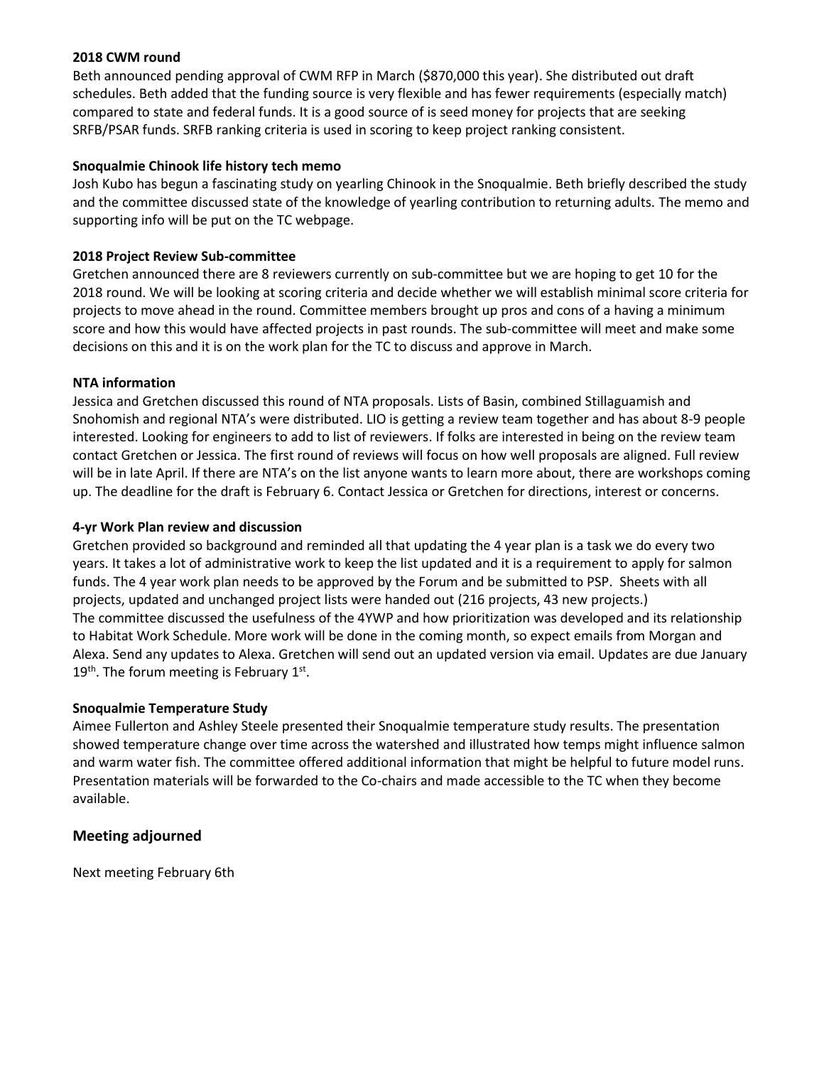**2018 CWM round**

Beth announced pending approval of CWM RFP in March ($870,000 this year). She distributed out draft schedules. Beth added that the funding source is very flexible and has fewer requirements (especially match) compared to state and federal funds. It is a good source of is seed money for projects that are seeking SRFB/PSAR funds. SRFB ranking criteria is used in scoring to keep project ranking consistent.

**Snoqualmie Chinook life history tech memo**

Josh Kubo has begun a fascinating study on yearling Chinook in the Snoqualmie. Beth briefly described the study and the committee discussed state of the knowledge of yearling contribution to returning adults. The memo and supporting info will be put on the TC webpage.

**2018 Project Review Sub-committee**

Gretchen announced there are 8 reviewers currently on sub-committee but we are hoping to get 10 for the 2018 round. We will be looking at scoring criteria and decide whether we will establish minimal score criteria for projects to move ahead in the round. Committee members brought up pros and cons of a having a minimum score and how this would have affected projects in past rounds. The sub-committee will meet and make some decisions on this and it is on the work plan for the TC to discuss and approve in March.

**NTA information**

Jessica and Gretchen discussed this round of NTA proposals. Lists of Basin, combined Stillaguamish and Snohomish and regional NTA's were distributed. LIO is getting a review team together and has about 8-9 people interested. Looking for engineers to add to list of reviewers. If folks are interested in being on the review team contact Gretchen or Jessica. The first round of reviews will focus on how well proposals are aligned. Full review will be in late April. If there are NTA's on the list anyone wants to learn more about, there are workshops coming up. The deadline for the draft is February 6. Contact Jessica or Gretchen for directions, interest or concerns.

**4-yr Work Plan review and discussion**

Gretchen provided so background and reminded all that updating the 4 year plan is a task we do every two years. It takes a lot of administrative work to keep the list updated and it is a requirement to apply for salmon funds. The 4 year work plan needs to be approved by the Forum and be submitted to PSP. Sheets with all projects, updated and unchanged project lists were handed out (216 projects, 43 new projects.)
The committee discussed the usefulness of the 4YWP and how prioritization was developed and its relationship to Habitat Work Schedule. More work will be done in the coming month, so expect emails from Morgan and Alexa. Send any updates to Alexa. Gretchen will send out an updated version via email. Updates are due January 19th. The forum meeting is February 1st.

**Snoqualmie Temperature Study**

Aimee Fullerton and Ashley Steele presented their Snoqualmie temperature study results. The presentation showed temperature change over time across the watershed and illustrated how temps might influence salmon and warm water fish. The committee offered additional information that might be helpful to future model runs. Presentation materials will be forwarded to the Co-chairs and made accessible to the TC when they become available.

## Meeting adjourned

Next meeting February 6th